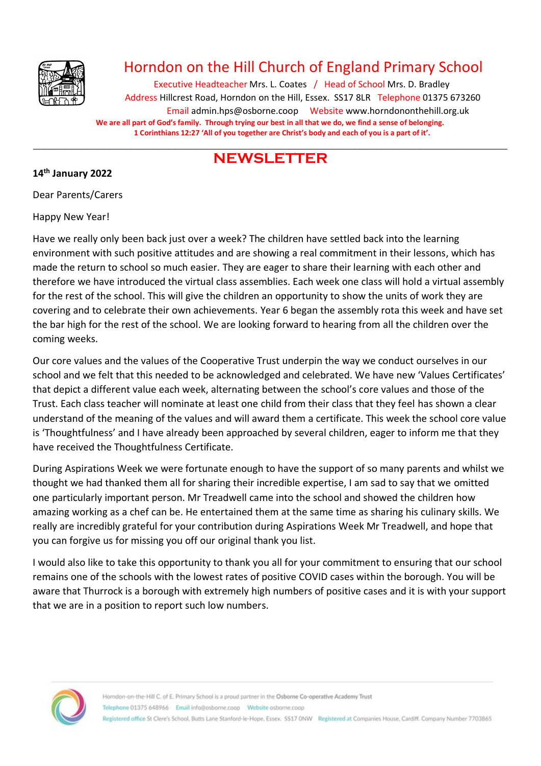# Horndon on the Hill Church of England Primary School

Executive Headteacher Mrs. L. Coates / Head of School Mrs. D. Bradley
Address Hillcrest Road, Horndon on the Hill, Essex. SS17 8LR Telephone 01375 673260
Email admin.hps@osborne.coop Website www.horndononthehill.org.uk

**We are all part of God's family. Through trying our best in all that we do, we find a sense of belonging.**
**1 Corinthians 12:27 'All of you together are Christ's body and each of you is a part of it'.**

---

## NEWSLETTER

**14th January 2022**

Dear Parents/Carers

Happy New Year!

Have we really only been back just over a week? The children have settled back into the learning environment with such positive attitudes and are showing a real commitment in their lessons, which has made the return to school so much easier. They are eager to share their learning with each other and therefore we have introduced the virtual class assemblies. Each week one class will hold a virtual assembly for the rest of the school. This will give the children an opportunity to show the units of work they are covering and to celebrate their own achievements. Year 6 began the assembly rota this week and have set the bar high for the rest of the school. We are looking forward to hearing from all the children over the coming weeks.

Our core values and the values of the Cooperative Trust underpin the way we conduct ourselves in our school and we felt that this needed to be acknowledged and celebrated. We have new 'Values Certificates' that depict a different value each week, alternating between the school's core values and those of the Trust. Each class teacher will nominate at least one child from their class that they feel has shown a clear understand of the meaning of the values and will award them a certificate. This week the school core value is 'Thoughtfulness' and I have already been approached by several children, eager to inform me that they have received the Thoughtfulness Certificate.

During Aspirations Week we were fortunate enough to have the support of so many parents and whilst we thought we had thanked them all for sharing their incredible expertise, I am sad to say that we omitted one particularly important person. Mr Treadwell came into the school and showed the children how amazing working as a chef can be. He entertained them at the same time as sharing his culinary skills. We really are incredibly grateful for your contribution during Aspirations Week Mr Treadwell, and hope that you can forgive us for missing you off our original thank you list.

I would also like to take this opportunity to thank you all for your commitment to ensuring that our school remains one of the schools with the lowest rates of positive COVID cases within the borough. You will be aware that Thurrock is a borough with extremely high numbers of positive cases and it is with your support that we are in a position to report such low numbers.

Horndon-on-the-Hill C. of E. Primary School is a proud partner in the Osborne Co-operative Academy Trust
Telephone 01375 648966 Email info@osborne.coop Website osborne.coop
Registered office St Clere's School, Butts Lane Stanford-le-Hope, Essex. SS17 0NW Registered at Companies House, Cardiff. Company Number 7703865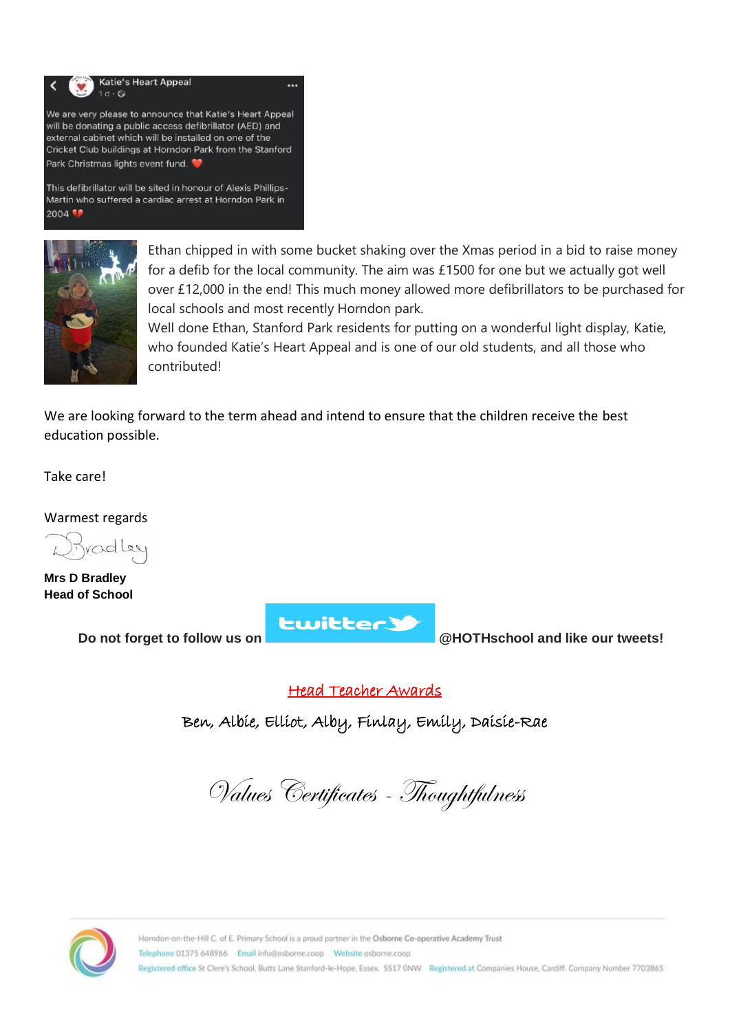Katie's Heart Appeal
1 d ·

We are very please to announce that Katie's Heart Appeal will be donating a public access defibrillator (AED) and external cabinet which will be installed on one of the Cricket Club buildings at Horndon Park from the Stanford Park Christmas lights event fund. ❤️

This defibrillator will be sited in honour of Alexis Phillips-Martin who suffered a cardiac arrest at Horndon Park in 2004 💔

Ethan chipped in with some bucket shaking over the Xmas period in a bid to raise money for a defib for the local community. The aim was £1500 for one but we actually got well over £12,000 in the end! This much money allowed more defibrillators to be purchased for local schools and most recently Horndon park.

Well done Ethan, Stanford Park residents for putting on a wonderful light display, Katie, who founded Katie's Heart Appeal and is one of our old students, and all those who contributed!

We are looking forward to the term ahead and intend to ensure that the children receive the best education possible.

Take care!

Warmest regards

D Bradley

**Mrs D Bradley**
**Head of School**

**Do not forget to follow us on twitter @HOTHschool and like our tweets!**

## Head Teacher Awards

Ben, Albie, Elliot, Alby, Finlay, Emily, Daisie-Rae

## *Values Certificates - Thoughtfulness*

Horndon-on-the-Hill C. of E. Primary School is a proud partner in the Osborne Co-operative Academy Trust
Telephone 01375 648966 Email info@osborne.coop Website osborne.coop
Registered office St Clere's School, Butts Lane Stanford-le-Hope, Essex. SS17 0NW Registered at Companies House, Cardiff. Company Number 7703865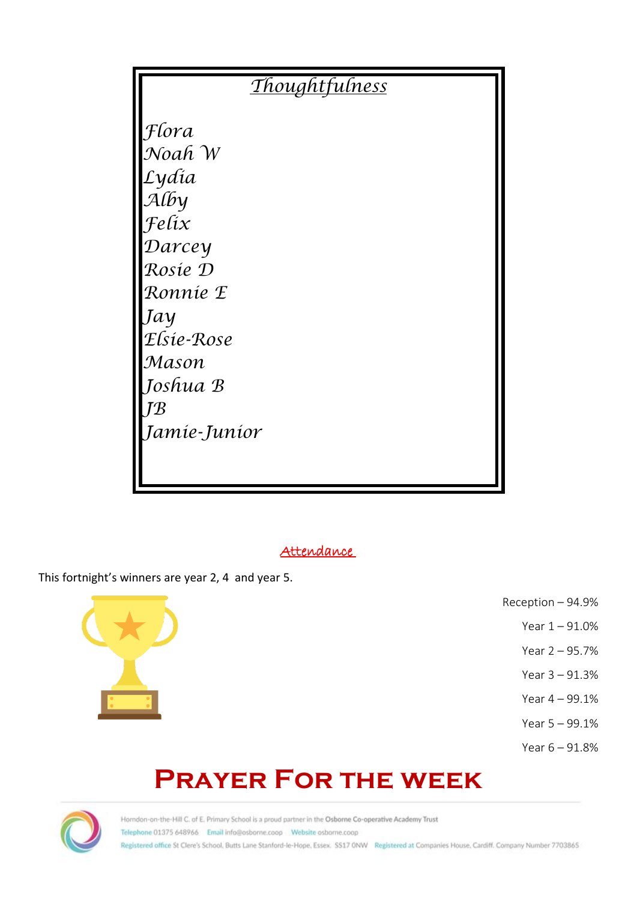## Thoughtfulness

Flora
Noah W
Lydia
Alby
Felix
Darcey
Rosie D
Ronnie E
Jay
Elsie-Rose
Mason
Joshua B
JB
Jamie-Junior

## Attendance

This fortnight's winners are year 2, 4 and year 5.

Reception – 94.9%
Year 1 – 91.0%
Year 2 – 95.7%
Year 3 – 91.3%
Year 4 – 99.1%
Year 5 – 99.1%
Year 6 – 91.8%

# Prayer For the week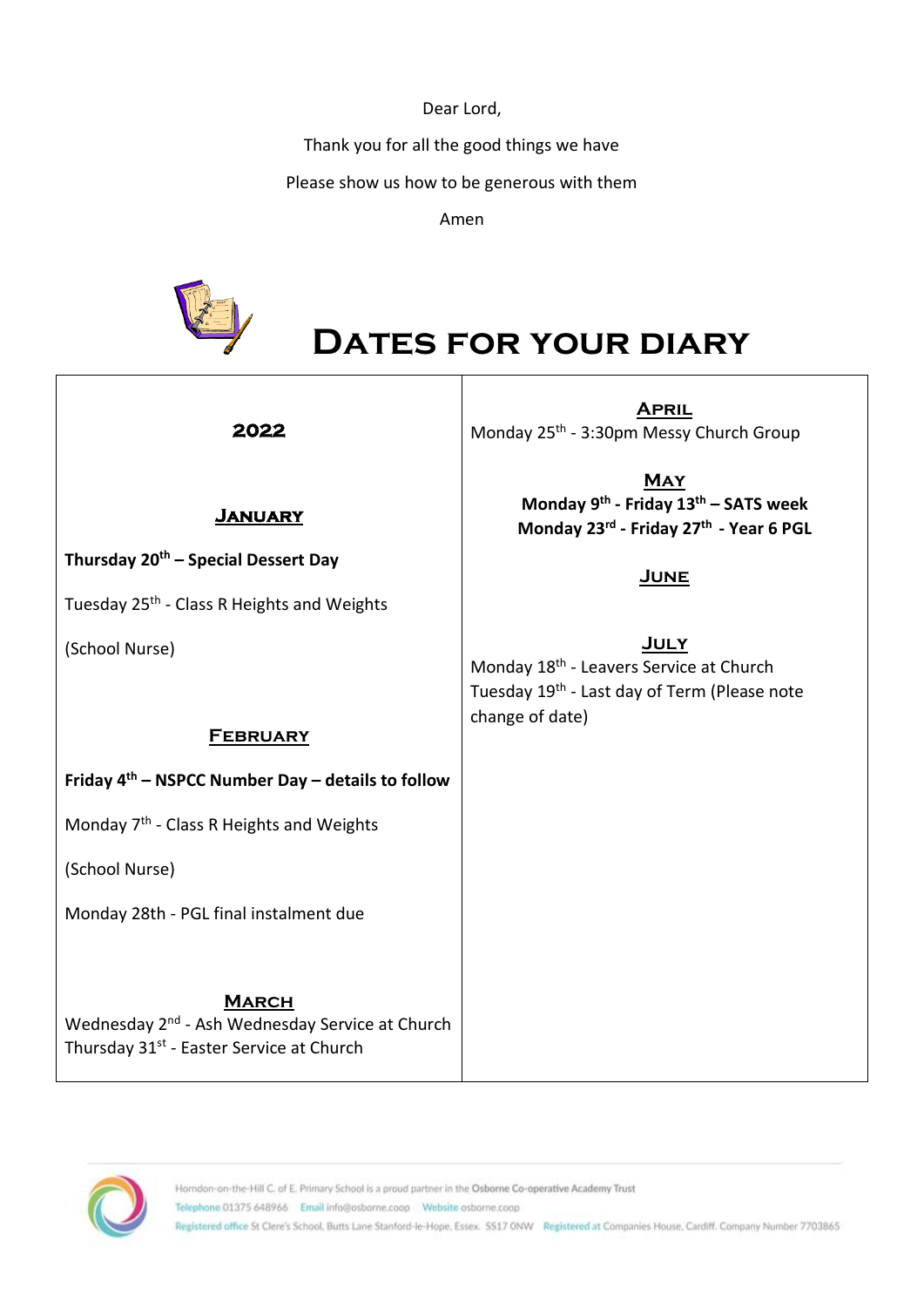Dear Lord,

Thank you for all the good things we have

Please show us how to be generous with them

Amen

# Dates for your diary

## 2022

### January

**Thursday 20th – Special Dessert Day**

Tuesday 25th - Class R Heights and Weights

(School Nurse)

### February

**Friday 4th – NSPCC Number Day – details to follow**

Monday 7th - Class R Heights and Weights

(School Nurse)

Monday 28th - PGL final instalment due

### March

Wednesday 2nd - Ash Wednesday Service at Church
Thursday 31st - Easter Service at Church

### April

Monday 25th - 3:30pm Messy Church Group

### May

**Monday 9th - Friday 13th – SATS week**
**Monday 23rd - Friday 27th - Year 6 PGL**

### June

### July

Monday 18th - Leavers Service at Church
Tuesday 19th - Last day of Term (Please note change of date)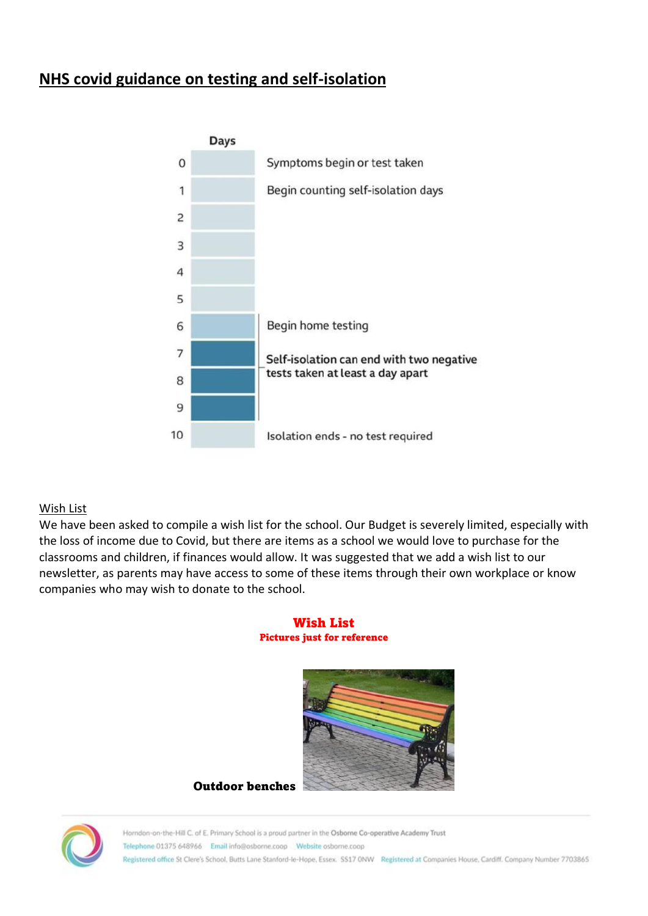## NHS covid guidance on testing and self-isolation

| Days | |
|---|---|
| 0 | Symptoms begin or test taken |
| 1 | Begin counting self-isolation days |
| 2 | |
| 3 | |
| 4 | |
| 5 | |
| 6 | Begin home testing |
| 7 | Self-isolation can end with two negative tests taken at least a day apart |
| 8 | |
| 9 | |
| 10 | Isolation ends - no test required |

Wish List

We have been asked to compile a wish list for the school. Our Budget is severely limited, especially with the loss of income due to Covid, but there are items as a school we would love to purchase for the classrooms and children, if finances would allow. It was suggested that we add a wish list to our newsletter, as parents may have access to some of these items through their own workplace or know companies who may wish to donate to the school.

**Wish List**

**Pictures just for reference**

**Outdoor benches**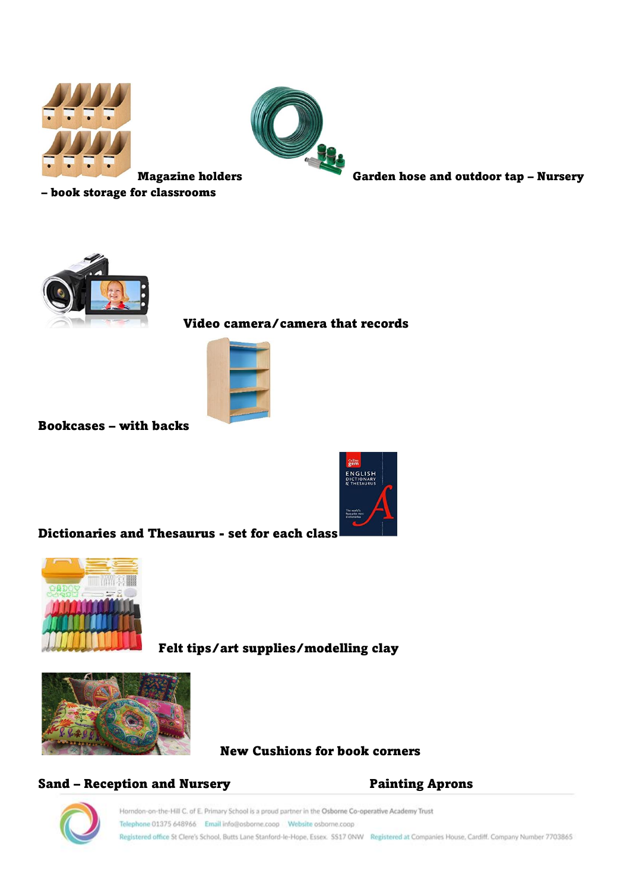**Magazine holders – book storage for classrooms**

**Garden hose and outdoor tap – Nursery**

**Video camera/camera that records**

**Bookcases – with backs**

**Dictionaries and Thesaurus - set for each class**

**Felt tips/art supplies/modelling clay**

**New Cushions for book corners**

**Sand – Reception and Nursery**

**Painting Aprons**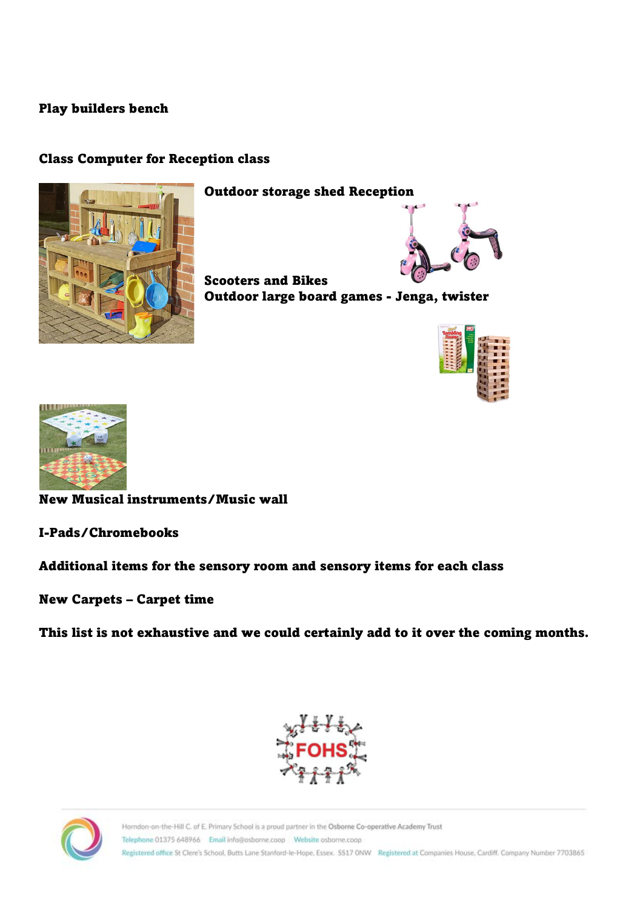**Play builders bench**

**Class Computer for Reception class**

**Outdoor storage shed Reception**

**Scooters and Bikes**
**Outdoor large board games - Jenga, twister**

**New Musical instruments/Music wall**

**I-Pads/Chromebooks**

**Additional items for the sensory room and sensory items for each class**

**New Carpets – Carpet time**

**This list is not exhaustive and we could certainly add to it over the coming months.**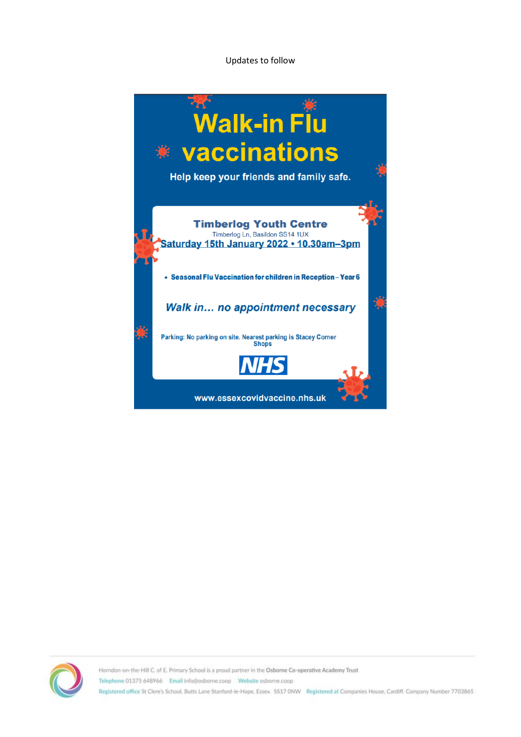Updates to follow

# Walk-in Flu vaccinations

**Help keep your friends and family safe.**

## Timberlog Youth Centre

Timberlog Ln, Basildon SS14 1UX

**Saturday 15th January 2022 • 10.30am–3pm**

- **Seasonal Flu Vaccination for children in Reception – Year 6**

***Walk in… no appointment necessary***

**Parking: No parking on site. Nearest parking is Stacey Corner Shops**

NHS

**www.essexcovidvaccine.nhs.uk**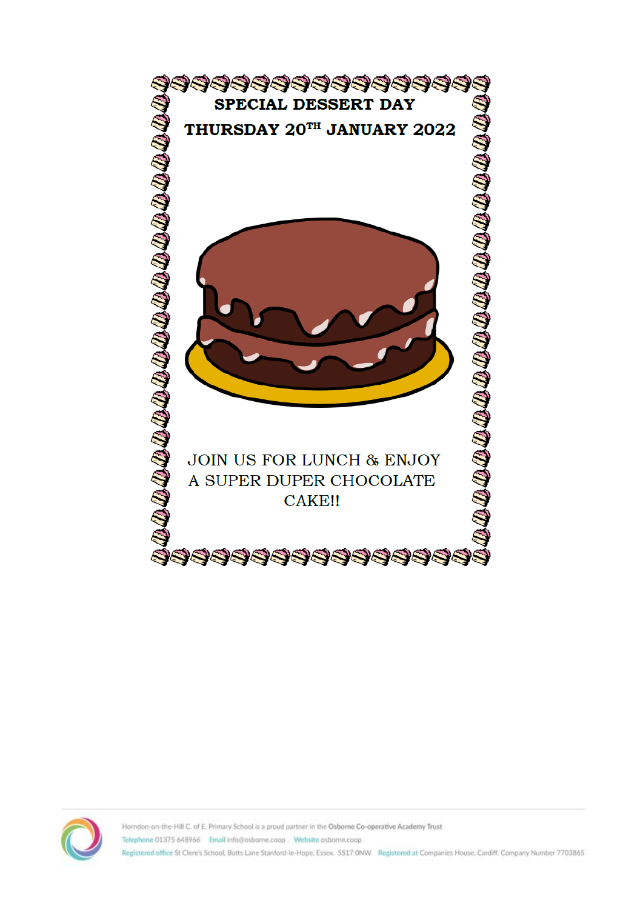# SPECIAL DESSERT DAY

## THURSDAY 20TH JANUARY 2022

JOIN US FOR LUNCH & ENJOY A SUPER DUPER CHOCOLATE CAKE!!